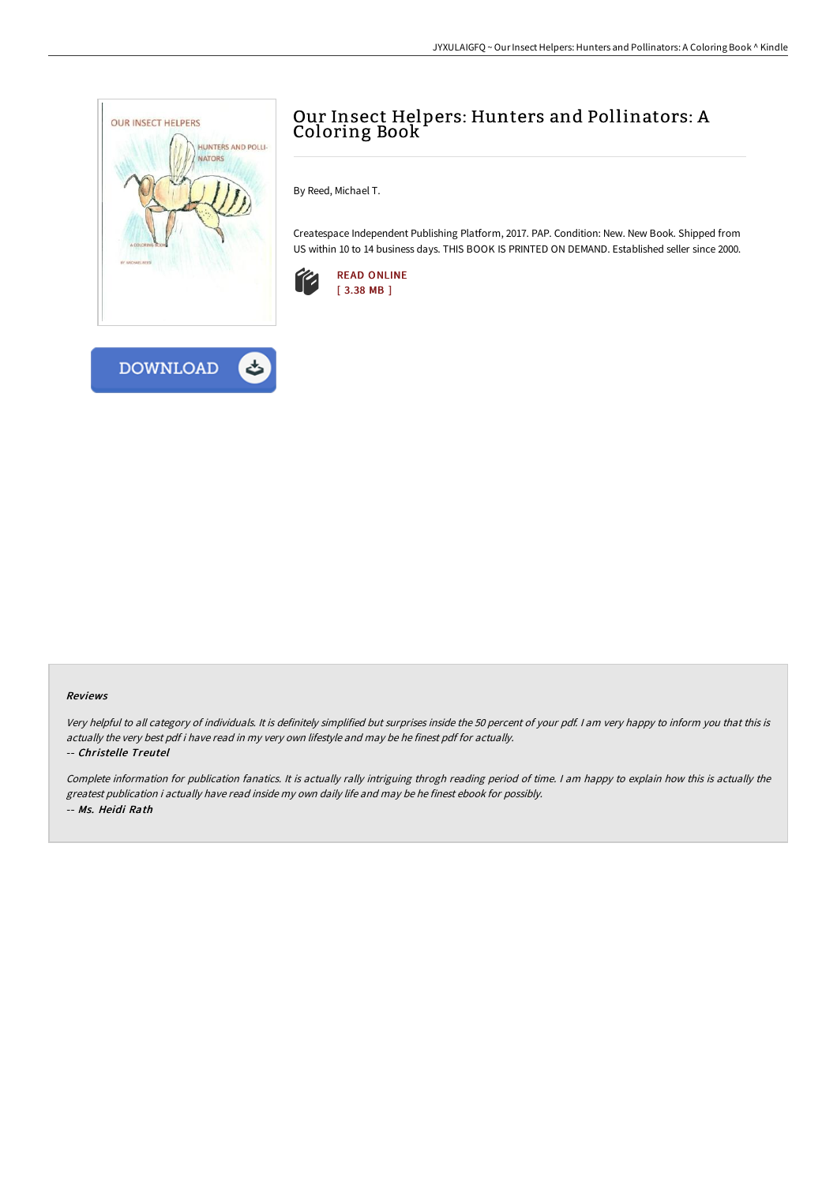# Our Insect Helpers: Hunters and Pollinators: A Coloring Book

By Reed, Michael T.

Createspace Independent Publishing Platform, 2017. PAP. Condition: New. New Book. Shipped from US within 10 to 14 business days. THIS BOOK IS PRINTED ON DEMAND. Established seller since 2000.

READ ONLINE
[ 3.38 MB ]

DOWNLOAD

### Reviews

*Very helpful to all category of individuals. It is definitely simplified but surprises inside the 50 percent of your pdf. I am very happy to inform you that this is actually the very best pdf i have read in my very own lifestyle and may be he finest pdf for actually.*

*-- Christelle Treutel*

*Complete information for publication fanatics. It is actually rally intriguing throgh reading period of time. I am happy to explain how this is actually the greatest publication i actually have read inside my own daily life and may be he finest ebook for possibly.*

*-- Ms. Heidi Rath*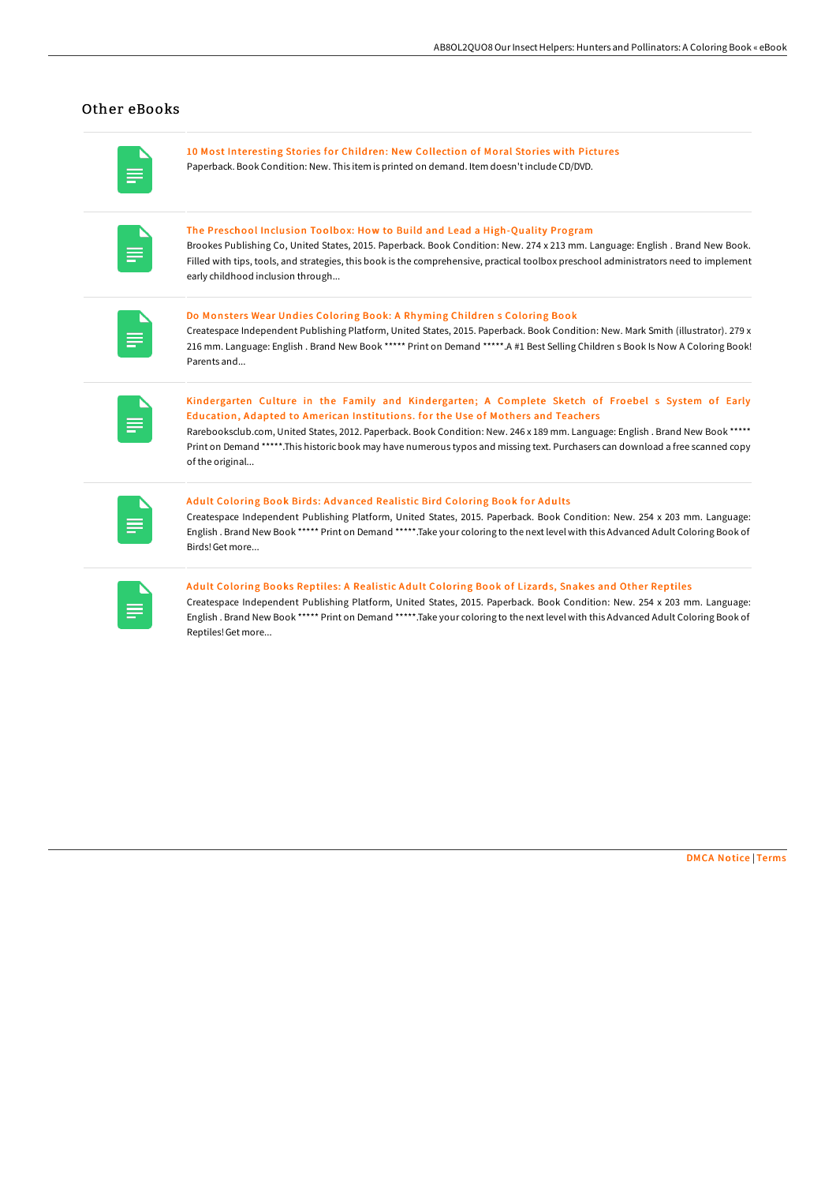## Other eBooks

**10 Most Interesting Stories for Children: New Collection of Moral Stories with Pictures**
Paperback. Book Condition: New. This item is printed on demand. Item doesn't include CD/DVD.

**The Preschool Inclusion Toolbox: How to Build and Lead a High-Quality Program**
Brookes Publishing Co, United States, 2015. Paperback. Book Condition: New. 274 x 213 mm. Language: English . Brand New Book. Filled with tips, tools, and strategies, this book is the comprehensive, practical toolbox preschool administrators need to implement early childhood inclusion through...

**Do Monsters Wear Undies Coloring Book: A Rhyming Children s Coloring Book**
Createspace Independent Publishing Platform, United States, 2015. Paperback. Book Condition: New. Mark Smith (illustrator). 279 x 216 mm. Language: English . Brand New Book ***** Print on Demand *****.A #1 Best Selling Children s Book Is Now A Coloring Book! Parents and...

**Kindergarten Culture in the Family and Kindergarten; A Complete Sketch of Froebel s System of Early Education, Adapted to American Institutions. for the Use of Mothers and Teachers**
Rarebooksclub.com, United States, 2012. Paperback. Book Condition: New. 246 x 189 mm. Language: English . Brand New Book ***** Print on Demand *****.This historic book may have numerous typos and missing text. Purchasers can download a free scanned copy of the original...

**Adult Coloring Book Birds: Advanced Realistic Bird Coloring Book for Adults**
Createspace Independent Publishing Platform, United States, 2015. Paperback. Book Condition: New. 254 x 203 mm. Language: English . Brand New Book ***** Print on Demand *****.Take your coloring to the next level with this Advanced Adult Coloring Book of Birds! Get more...

**Adult Coloring Books Reptiles: A Realistic Adult Coloring Book of Lizards, Snakes and Other Reptiles**
Createspace Independent Publishing Platform, United States, 2015. Paperback. Book Condition: New. 254 x 203 mm. Language: English . Brand New Book ***** Print on Demand *****.Take your coloring to the next level with this Advanced Adult Coloring Book of Reptiles! Get more...

DMCA Notice | Terms